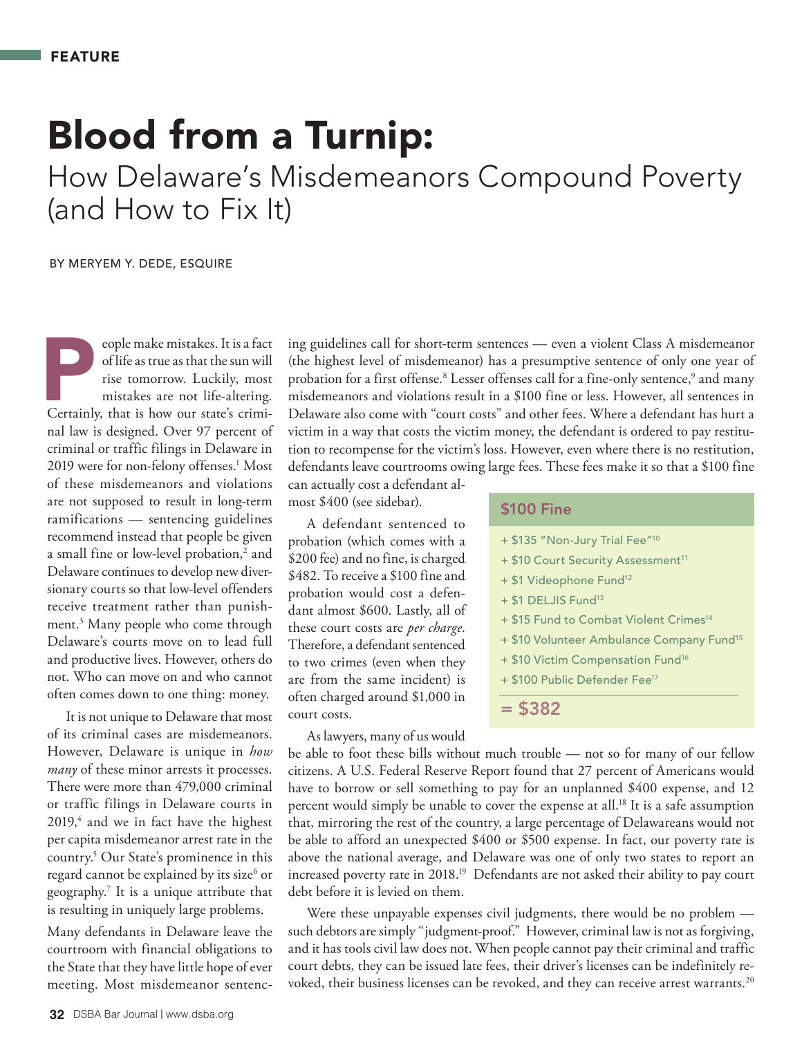FEATURE

# Blood from a Turnip:

## How Delaware's Misdemeanors Compound Poverty (and How to Fix It)

BY MERYEM Y. DEDE, ESQUIRE

People make mistakes. It is a fact of life as true as that the sun will rise tomorrow. Luckily, most mistakes are not life-altering. Certainly, that is how our state's criminal law is designed. Over 97 percent of criminal or traffic filings in Delaware in 2019 were for non-felony offenses.[1] Most of these misdemeanors and violations are not supposed to result in long-term ramifications — sentencing guidelines recommend instead that people be given a small fine or low-level probation,[2] and Delaware continues to develop new diversionary courts so that low-level offenders receive treatment rather than punishment.[3] Many people who come through Delaware's courts move on to lead full and productive lives. However, others do not. Who can move on and who cannot often comes down to one thing: money.

It is not unique to Delaware that most of its criminal cases are misdemeanors. However, Delaware is unique in *how many* of these minor arrests it processes. There were more than 479,000 criminal or traffic filings in Delaware courts in 2019,[4] and we in fact have the highest per capita misdemeanor arrest rate in the country.[5] Our State's prominence in this regard cannot be explained by its size[6] or geography.[7] It is a unique attribute that is resulting in uniquely large problems.

Many defendants in Delaware leave the courtroom with financial obligations to the State that they have little hope of ever meeting. Most misdemeanor sentencing guidelines call for short-term sentences — even a violent Class A misdemeanor (the highest level of misdemeanor) has a presumptive sentence of only one year of probation for a first offense.[8] Lesser offenses call for a fine-only sentence,[9] and many misdemeanors and violations result in a $100 fine or less. However, all sentences in Delaware also come with "court costs" and other fees. Where a defendant has hurt a victim in a way that costs the victim money, the defendant is ordered to pay restitution to recompense for the victim's loss. However, even where there is no restitution, defendants leave courtrooms owing large fees. These fees make it so that a $100 fine can actually cost a defendant almost $400 (see sidebar).

A defendant sentenced to probation (which comes with a $200 fee) and no fine, is charged $482. To receive a $100 fine and probation would cost a defendant almost $600. Lastly, all of these court costs are *per charge*. Therefore, a defendant sentenced to two crimes (even when they are from the same incident) is often charged around $1,000 in court costs.

> **$100 Fine**
>
> + $135 "Non-Jury Trial Fee"[10]
> + $10 Court Security Assessment[11]
> + $1 Videophone Fund[12]
> + $1 DELJIS Fund[13]
> + $15 Fund to Combat Violent Crimes[14]
> + $10 Volunteer Ambulance Company Fund[15]
> + $10 Victim Compensation Fund[16]
> + $100 Public Defender Fee[17]
>
> **= $382**

As lawyers, many of us would be able to foot these bills without much trouble — not so for many of our fellow citizens. A U.S. Federal Reserve Report found that 27 percent of Americans would have to borrow or sell something to pay for an unplanned $400 expense, and 12 percent would simply be unable to cover the expense at all.[18] It is a safe assumption that, mirroring the rest of the country, a large percentage of Delawareans would not be able to afford an unexpected $400 or $500 expense. In fact, our poverty rate is above the national average, and Delaware was one of only two states to report an increased poverty rate in 2018.[19] Defendants are not asked their ability to pay court debt before it is levied on them.

Were these unpayable expenses civil judgments, there would be no problem — such debtors are simply "judgment-proof." However, criminal law is not as forgiving, and it has tools civil law does not. When people cannot pay their criminal and traffic court debts, they can be issued late fees, their driver's licenses can be indefinitely revoked, their business licenses can be revoked, and they can receive arrest warrants.[20]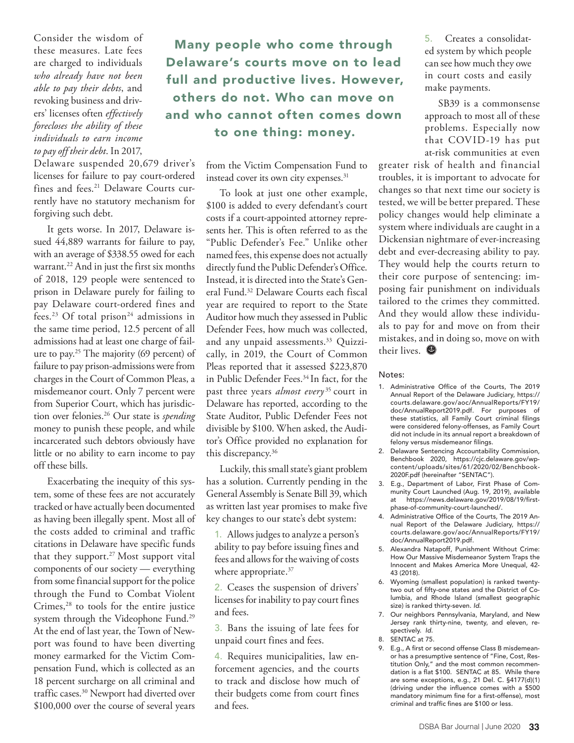Consider the wisdom of these measures. Late fees are charged to individuals *who already have not been able to pay their debts*, and revoking business and drivers' licenses often *effectively forecloses the ability of these individuals to earn income to pay off their debt*. In 2017, Delaware suspended 20,679 driver's licenses for failure to pay court-ordered fines and fees.[21] Delaware Courts currently have no statutory mechanism for forgiving such debt.

It gets worse. In 2017, Delaware issued 44,889 warrants for failure to pay, with an average of $338.55 owed for each warrant.[22] And in just the first six months of 2018, 129 people were sentenced to prison in Delaware purely for failing to pay Delaware court-ordered fines and fees.[23] Of total prison[24] admissions in the same time period, 12.5 percent of all admissions had at least one charge of failure to pay.[25] The majority (69 percent) of failure to pay prison-admissions were from charges in the Court of Common Pleas, a misdemeanor court. Only 7 percent were from Superior Court, which has jurisdiction over felonies.[26] Our state is *spending* money to punish these people, and while incarcerated such debtors obviously have little or no ability to earn income to pay off these bills.

Exacerbating the inequity of this system, some of these fees are not accurately tracked or have actually been documented as having been illegally spent. Most all of the costs added to criminal and traffic citations in Delaware have specific funds that they support.[27] Most support vital components of our society — everything from some financial support for the police through the Fund to Combat Violent Crimes,[28] to tools for the entire justice system through the Videophone Fund.[29] At the end of last year, the Town of Newport was found to have been diverting money earmarked for the Victim Compensation Fund, which is collected as an 18 percent surcharge on all criminal and traffic cases.[30] Newport had diverted over $100,000 over the course of several years from the Victim Compensation Fund to instead cover its own city expenses.[31]

**Many people who come through Delaware's courts move on to lead full and productive lives. However, others do not. Who can move on and who cannot often comes down to one thing: money.**

To look at just one other example, $100 is added to every defendant's court costs if a court-appointed attorney represents her. This is often referred to as the "Public Defender's Fee." Unlike other named fees, this expense does not actually directly fund the Public Defender's Office. Instead, it is directed into the State's General Fund.[32] Delaware Courts each fiscal year are required to report to the State Auditor how much they assessed in Public Defender Fees, how much was collected, and any unpaid assessments.[33] Quizzically, in 2019, the Court of Common Pleas reported that it assessed $223,870 in Public Defender Fees.[34] In fact, for the past three years *almost every*[35] court in Delaware has reported, according to the State Auditor, Public Defender Fees not divisible by $100. When asked, the Auditor's Office provided no explanation for this discrepancy.[36]

Luckily, this small state's giant problem has a solution. Currently pending in the General Assembly is Senate Bill 39, which as written last year promises to make five key changes to our state's debt system:

1. Allows judges to analyze a person's ability to pay before issuing fines and fees and allows for the waiving of costs where appropriate.[37]
2. Ceases the suspension of drivers' licenses for inability to pay court fines and fees.
3. Bans the issuing of late fees for unpaid court fines and fees.
4. Requires municipalities, law enforcement agencies, and the courts to track and disclose how much of their budgets come from court fines and fees.
5. Creates a consolidated system by which people can see how much they owe in court costs and easily make payments.

SB39 is a commonsense approach to most all of these problems. Especially now that COVID-19 has put at-risk communities at even greater risk of health and financial troubles, it is important to advocate for changes so that next time our society is tested, we will be better prepared. These policy changes would help eliminate a system where individuals are caught in a Dickensian nightmare of ever-increasing debt and ever-decreasing ability to pay. They would help the courts return to their core purpose of sentencing: imposing fair punishment on individuals tailored to the crimes they committed. And they would allow these individuals to pay for and move on from their mistakes, and in doing so, move on with their lives.

## Notes:

1. Administrative Office of the Courts, The 2019 Annual Report of the Delaware Judiciary, https://courts.delaware.gov/aoc/AnnualReports/FY19/doc/AnnualReport2019.pdf. For purposes of these statistics, all Family Court criminal filings were considered felony-offenses, as Family Court did not include in its annual report a breakdown of felony versus misdemeanor filings.
2. Delaware Sentencing Accountability Commission, Benchbook 2020, https://cjc.delaware.gov/wp-content/uploads/sites/61/2020/02/Benchbook-2020F.pdf (hereinafter "SENTAC").
3. E.g., Department of Labor, First Phase of Community Court Launched (Aug. 19, 2019), available at https://news.delaware.gov/2019/08/19/first-phase-of-community-court-launched/.
4. Administrative Office of the Courts, The 2019 Annual Report of the Delaware Judiciary, https://courts.delaware.gov/aoc/AnnualReports/FY19/doc/AnnualReport2019.pdf.
5. Alexandra Natapoff, Punishment Without Crime: How Our Massive Misdemeanor System Traps the Innocent and Makes America More Unequal, 42-43 (2018).
6. Wyoming (smallest population) is ranked twenty-two out of fifty-one states and the District of Columbia, and Rhode Island (smallest geographic size) is ranked thirty-seven. *Id.*
7. Our neighbors Pennsylvania, Maryland, and New Jersey rank thirty-nine, twenty, and eleven, respectively. *Id.*
8. SENTAC at 75.
9. E.g., A first or second offense Class B misdemeanor has a presumptive sentence of "Fine, Cost, Restitution Only," and the most common recommendation is a flat $100. SENTAC at 85. While there are some exceptions, e.g., 21 Del. C. §4177(d)(1) (driving under the influence comes with a $500 mandatory minimum fine for a first-offense), most criminal and traffic fines are $100 or less.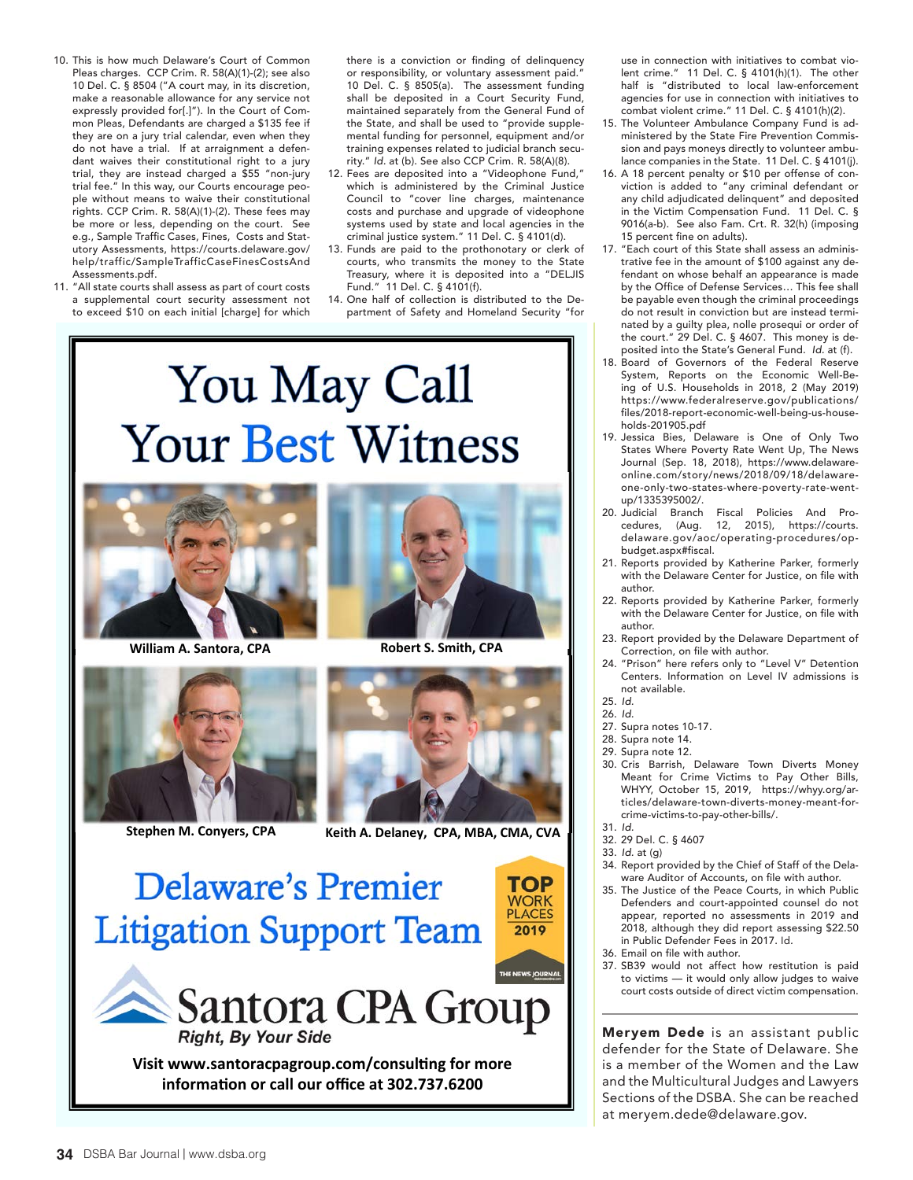10. This is how much Delaware's Court of Common Pleas charges. CCP Crim. R. 58(A)(1)-(2); see also 10 Del. C. § 8504 ("A court may, in its discretion, make a reasonable allowance for any service not expressly provided for[.]"). In the Court of Common Pleas, Defendants are charged a $135 fee if they are on a jury trial calendar, even when they do not have a trial. If at arraignment a defendant waives their constitutional right to a jury trial, they are instead charged a $55 "non-jury trial fee." In this way, our Courts encourage people without means to waive their constitutional rights. CCP Crim. R. 58(A)(1)-(2). These fees may be more or less, depending on the court. See e.g., Sample Traffic Cases, Fines, Costs and Statutory Assessments, https://courts.delaware.gov/help/traffic/SampleTrafficCaseFinesCostsAndAssessments.pdf.
11. "All state courts shall assess as part of court costs a supplemental court security assessment not to exceed $10 on each initial [charge] for which there is a conviction or finding of delinquency or responsibility, or voluntary assessment paid." 10 Del. C. § 8505(a). The assessment funding shall be deposited in a Court Security Fund, maintained separately from the General Fund of the State, and shall be used to "provide supplemental funding for personnel, equipment and/or training expenses related to judicial branch security." *Id.* at (b). See also CCP Crim. R. 58(A)(8).
12. Fees are deposited into a "Videophone Fund," which is administered by the Criminal Justice Council to "cover line charges, maintenance costs and purchase and upgrade of videophone systems used by state and local agencies in the criminal justice system." 11 Del. C. § 4101(d).
13. Funds are paid to the prothonotary or clerk of courts, who transmits the money to the State Treasury, where it is deposited into a "DELJIS Fund." 11 Del. C. § 4101(f).
14. One half of collection is distributed to the Department of Safety and Homeland Security "for use in connection with initiatives to combat violent crime." 11 Del. C. § 4101(h)(1). The other half is "distributed to local law-enforcement agencies for use in connection with initiatives to combat violent crime." 11 Del. C. § 4101(h)(2).
15. The Volunteer Ambulance Company Fund is administered by the State Fire Prevention Commission and pays moneys directly to volunteer ambulance companies in the State. 11 Del. C. § 4101(j).
16. A 18 percent penalty or $10 per offense of conviction is added to "any criminal defendant or any child adjudicated delinquent" and deposited in the Victim Compensation Fund. 11 Del. C. § 9016(a-b). See also Fam. Crt. R. 32(h) (imposing 15 percent fine on adults).
17. "Each court of this State shall assess an administrative fee in the amount of $100 against any defendant on whose behalf an appearance is made by the Office of Defense Services… This fee shall be payable even though the criminal proceedings do not result in conviction but are instead terminated by a guilty plea, nolle prosequi or order of the court." 29 Del. C. § 4607. This money is deposited into the State's General Fund. *Id.* at (f).
18. Board of Governors of the Federal Reserve System, Reports on the Economic Well-Being of U.S. Households in 2018, 2 (May 2019) https://www.federalreserve.gov/publications/files/2018-report-economic-well-being-us-households-201905.pdf
19. Jessica Bies, Delaware is One of Only Two States Where Poverty Rate Went Up, The News Journal (Sep. 18, 2018), https://www.delawareonline.com/story/news/2018/09/18/delaware-one-only-two-states-where-poverty-rate-went-up/1335395002/.
20. Judicial Branch Fiscal Policies And Procedures, (Aug. 12, 2015), https://courts.delaware.gov/aoc/operating-procedures/op-budget.aspx#fiscal.
21. Reports provided by Katherine Parker, formerly with the Delaware Center for Justice, on file with author.
22. Reports provided by Katherine Parker, formerly with the Delaware Center for Justice, on file with author.
23. Report provided by the Delaware Department of Correction, on file with author.
24. "Prison" here refers only to "Level V" Detention Centers. Information on Level IV admissions is not available.
25. *Id.*
26. *Id.*
27. Supra notes 10-17.
28. Supra note 14.
29. Supra note 12.
30. Cris Barrish, Delaware Town Diverts Money Meant for Crime Victims to Pay Other Bills, WHYY, October 15, 2019, https://whyy.org/articles/delaware-town-diverts-money-meant-for-crime-victims-to-pay-other-bills/.
31. *Id.*
32. 29 Del. C. § 4607
33. *Id.* at (g)
34. Report provided by the Chief of Staff of the Delaware Auditor of Accounts, on file with author.
35. The Justice of the Peace Courts, in which Public Defenders and court-appointed counsel do not appear, reported no assessments in 2019 and 2018, although they did report assessing $22.50 in Public Defender Fees in 2017. Id.
36. Email on file with author.
37. SB39 would not affect how restitution is paid to victims — it would only allow judges to waive court costs outside of direct victim compensation.

**Meryem Dede** is an assistant public defender for the State of Delaware. She is a member of the Women and the Law and the Multicultural Judges and Lawyers Sections of the DSBA. She can be reached at meryem.dede@delaware.gov.

You May Call Your Best Witness

William A. Santora, CPA

Robert S. Smith, CPA

Stephen M. Conyers, CPA

Keith A. Delaney, CPA, MBA, CMA, CVA

Delaware's Premier Litigation Support Team

TOP WORK PLACES 2019

Santora CPA Group

Right, By Your Side

Visit www.santoracpagroup.com/consulting for more information or call our office at 302.737.6200